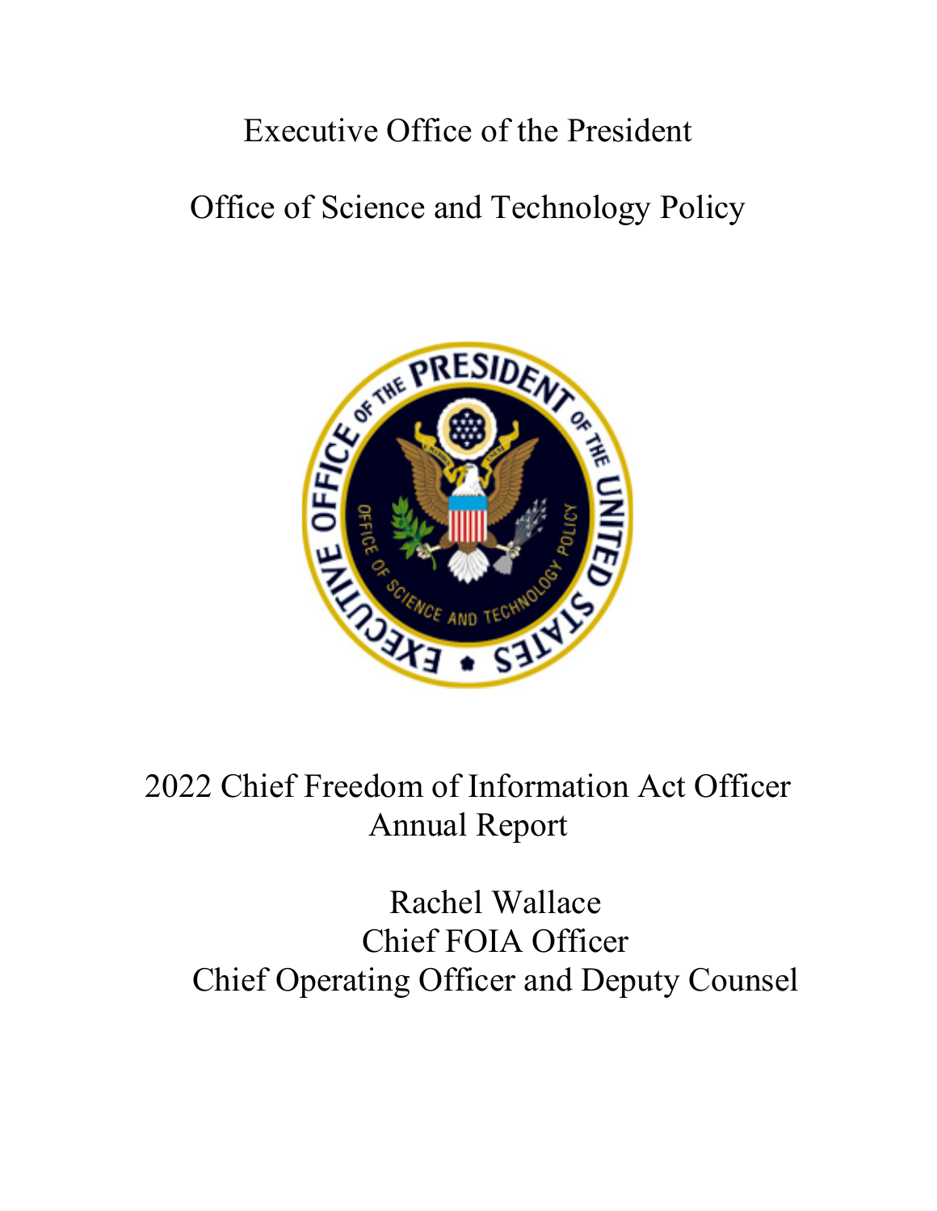# Executive Office of the President

## Office of Science and Technology Policy

2022 Chief Freedom of Information Act Officer Annual Report

Rachel Wallace
Chief FOIA Officer
Chief Operating Officer and Deputy Counsel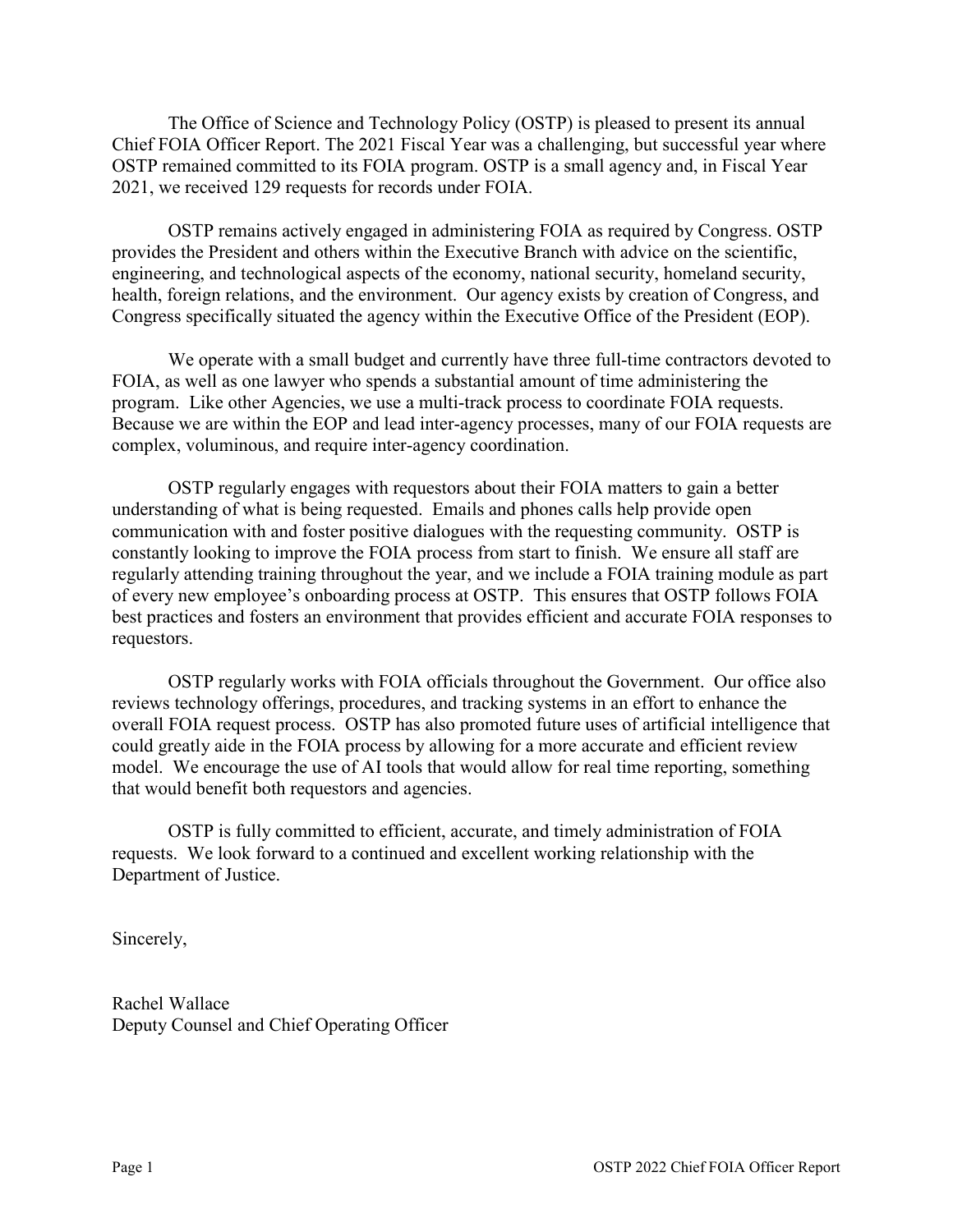The Office of Science and Technology Policy (OSTP) is pleased to present its annual Chief FOIA Officer Report. The 2021 Fiscal Year was a challenging, but successful year where OSTP remained committed to its FOIA program. OSTP is a small agency and, in Fiscal Year 2021, we received 129 requests for records under FOIA.

OSTP remains actively engaged in administering FOIA as required by Congress. OSTP provides the President and others within the Executive Branch with advice on the scientific, engineering, and technological aspects of the economy, national security, homeland security, health, foreign relations, and the environment. Our agency exists by creation of Congress, and Congress specifically situated the agency within the Executive Office of the President (EOP).

We operate with a small budget and currently have three full-time contractors devoted to FOIA, as well as one lawyer who spends a substantial amount of time administering the program. Like other Agencies, we use a multi-track process to coordinate FOIA requests. Because we are within the EOP and lead inter-agency processes, many of our FOIA requests are complex, voluminous, and require inter-agency coordination.

OSTP regularly engages with requestors about their FOIA matters to gain a better understanding of what is being requested. Emails and phones calls help provide open communication with and foster positive dialogues with the requesting community. OSTP is constantly looking to improve the FOIA process from start to finish. We ensure all staff are regularly attending training throughout the year, and we include a FOIA training module as part of every new employee's onboarding process at OSTP. This ensures that OSTP follows FOIA best practices and fosters an environment that provides efficient and accurate FOIA responses to requestors.

OSTP regularly works with FOIA officials throughout the Government. Our office also reviews technology offerings, procedures, and tracking systems in an effort to enhance the overall FOIA request process. OSTP has also promoted future uses of artificial intelligence that could greatly aide in the FOIA process by allowing for a more accurate and efficient review model. We encourage the use of AI tools that would allow for real time reporting, something that would benefit both requestors and agencies.

OSTP is fully committed to efficient, accurate, and timely administration of FOIA requests. We look forward to a continued and excellent working relationship with the Department of Justice.

Sincerely,

Rachel Wallace
Deputy Counsel and Chief Operating Officer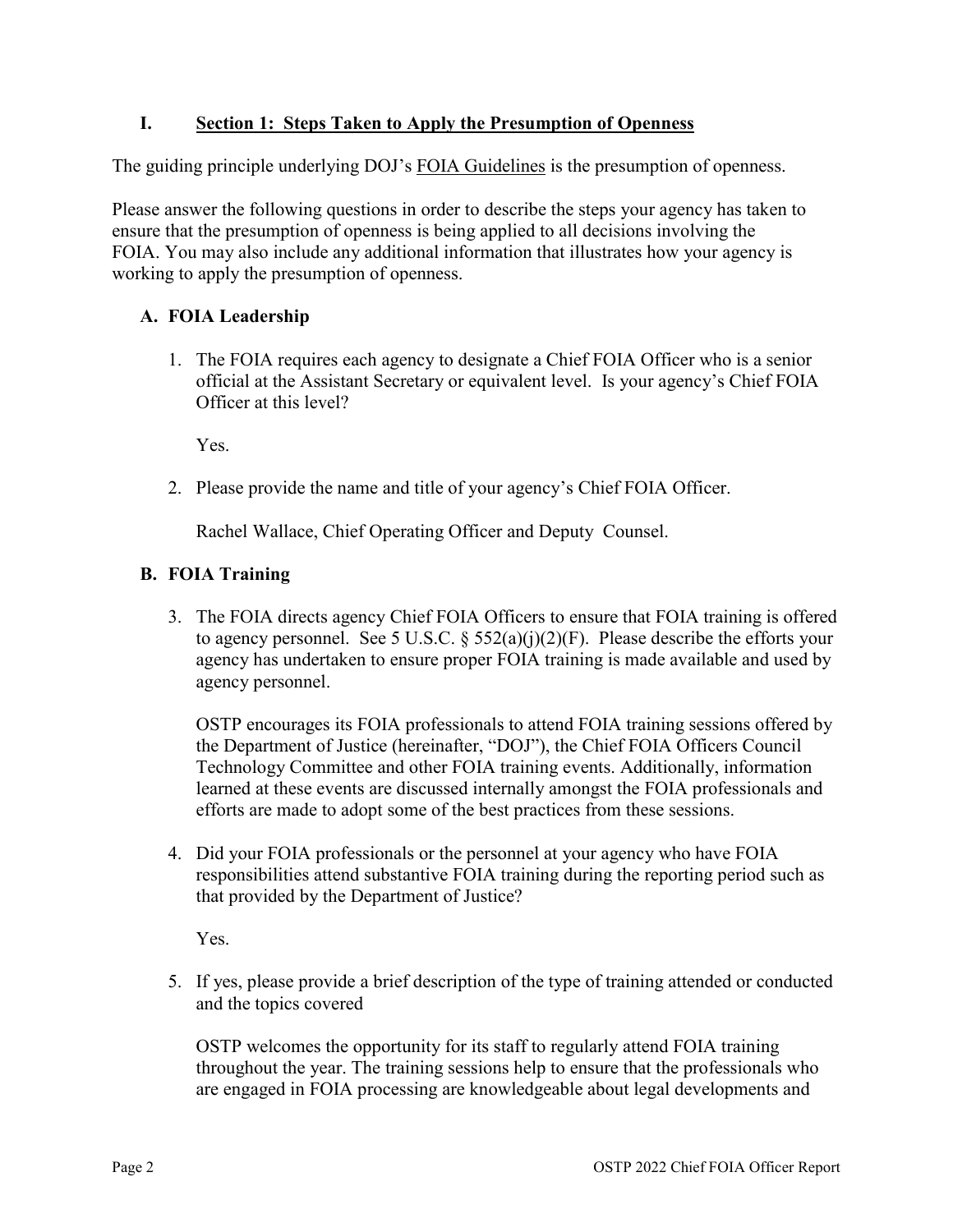## I. Section 1: Steps Taken to Apply the Presumption of Openness

The guiding principle underlying DOJ's FOIA Guidelines is the presumption of openness.

Please answer the following questions in order to describe the steps your agency has taken to ensure that the presumption of openness is being applied to all decisions involving the FOIA. You may also include any additional information that illustrates how your agency is working to apply the presumption of openness.

### A. FOIA Leadership

1. The FOIA requires each agency to designate a Chief FOIA Officer who is a senior official at the Assistant Secretary or equivalent level. Is your agency's Chief FOIA Officer at this level?

   Yes.

2. Please provide the name and title of your agency's Chief FOIA Officer.

   Rachel Wallace, Chief Operating Officer and Deputy Counsel.

### B. FOIA Training

3. The FOIA directs agency Chief FOIA Officers to ensure that FOIA training is offered to agency personnel. See 5 U.S.C. § 552(a)(j)(2)(F). Please describe the efforts your agency has undertaken to ensure proper FOIA training is made available and used by agency personnel.

   OSTP encourages its FOIA professionals to attend FOIA training sessions offered by the Department of Justice (hereinafter, "DOJ"), the Chief FOIA Officers Council Technology Committee and other FOIA training events. Additionally, information learned at these events are discussed internally amongst the FOIA professionals and efforts are made to adopt some of the best practices from these sessions.

4. Did your FOIA professionals or the personnel at your agency who have FOIA responsibilities attend substantive FOIA training during the reporting period such as that provided by the Department of Justice?

   Yes.

5. If yes, please provide a brief description of the type of training attended or conducted and the topics covered

   OSTP welcomes the opportunity for its staff to regularly attend FOIA training throughout the year. The training sessions help to ensure that the professionals who are engaged in FOIA processing are knowledgeable about legal developments and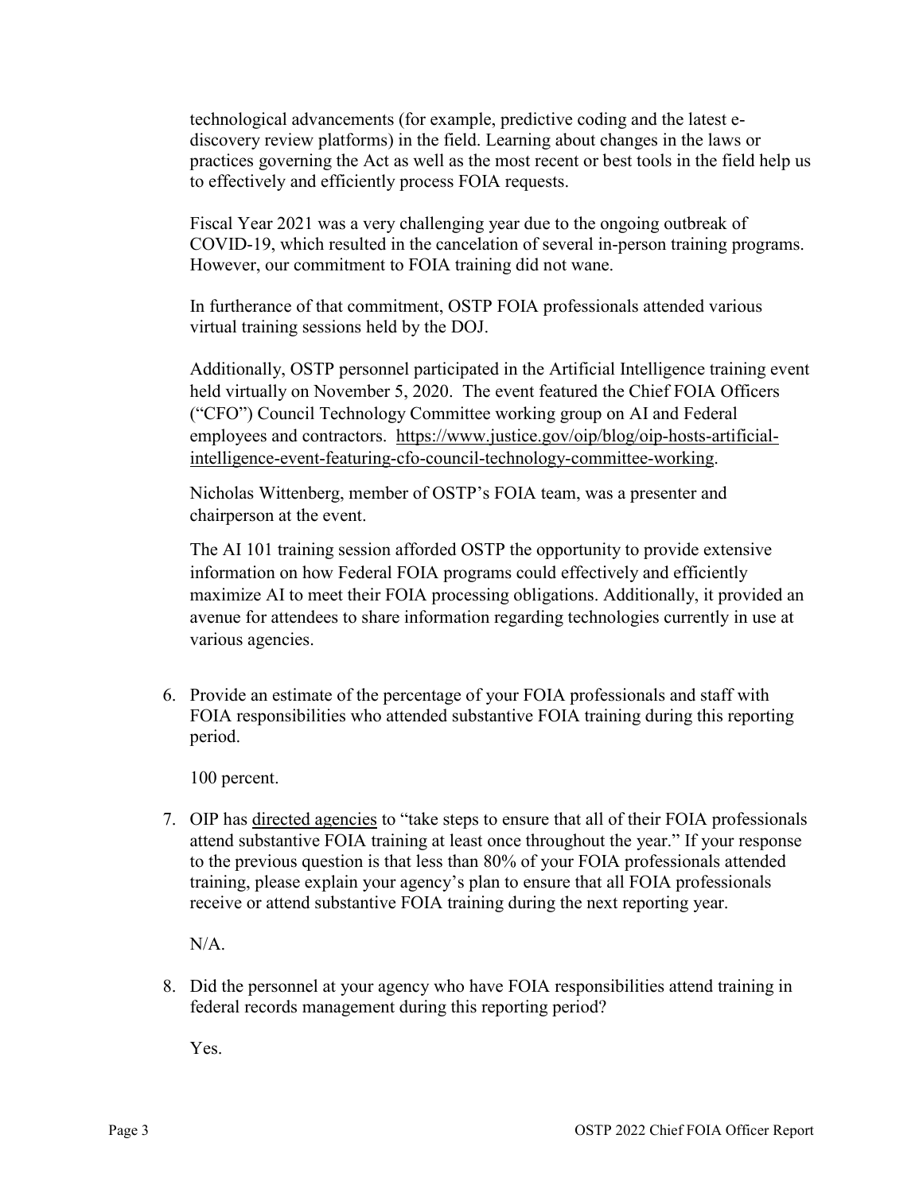technological advancements (for example, predictive coding and the latest e-discovery review platforms) in the field. Learning about changes in the laws or practices governing the Act as well as the most recent or best tools in the field help us to effectively and efficiently process FOIA requests.

Fiscal Year 2021 was a very challenging year due to the ongoing outbreak of COVID-19, which resulted in the cancelation of several in-person training programs. However, our commitment to FOIA training did not wane.

In furtherance of that commitment, OSTP FOIA professionals attended various virtual training sessions held by the DOJ.

Additionally, OSTP personnel participated in the Artificial Intelligence training event held virtually on November 5, 2020. The event featured the Chief FOIA Officers ("CFO") Council Technology Committee working group on AI and Federal employees and contractors. https://www.justice.gov/oip/blog/oip-hosts-artificial-intelligence-event-featuring-cfo-council-technology-committee-working.

Nicholas Wittenberg, member of OSTP's FOIA team, was a presenter and chairperson at the event.

The AI 101 training session afforded OSTP the opportunity to provide extensive information on how Federal FOIA programs could effectively and efficiently maximize AI to meet their FOIA processing obligations. Additionally, it provided an avenue for attendees to share information regarding technologies currently in use at various agencies.

6. Provide an estimate of the percentage of your FOIA professionals and staff with FOIA responsibilities who attended substantive FOIA training during this reporting period.

   100 percent.

7. OIP has directed agencies to "take steps to ensure that all of their FOIA professionals attend substantive FOIA training at least once throughout the year." If your response to the previous question is that less than 80% of your FOIA professionals attended training, please explain your agency's plan to ensure that all FOIA professionals receive or attend substantive FOIA training during the next reporting year.

   N/A.

8. Did the personnel at your agency who have FOIA responsibilities attend training in federal records management during this reporting period?

   Yes.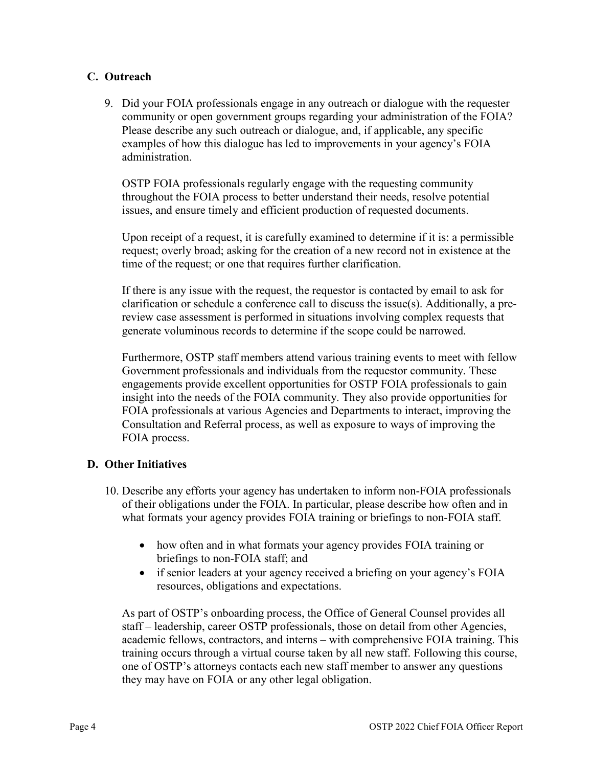## C. Outreach

9. Did your FOIA professionals engage in any outreach or dialogue with the requester community or open government groups regarding your administration of the FOIA? Please describe any such outreach or dialogue, and, if applicable, any specific examples of how this dialogue has led to improvements in your agency's FOIA administration.

   OSTP FOIA professionals regularly engage with the requesting community throughout the FOIA process to better understand their needs, resolve potential issues, and ensure timely and efficient production of requested documents.

   Upon receipt of a request, it is carefully examined to determine if it is: a permissible request; overly broad; asking for the creation of a new record not in existence at the time of the request; or one that requires further clarification.

   If there is any issue with the request, the requestor is contacted by email to ask for clarification or schedule a conference call to discuss the issue(s). Additionally, a pre-review case assessment is performed in situations involving complex requests that generate voluminous records to determine if the scope could be narrowed.

   Furthermore, OSTP staff members attend various training events to meet with fellow Government professionals and individuals from the requestor community. These engagements provide excellent opportunities for OSTP FOIA professionals to gain insight into the needs of the FOIA community. They also provide opportunities for FOIA professionals at various Agencies and Departments to interact, improving the Consultation and Referral process, as well as exposure to ways of improving the FOIA process.

## D. Other Initiatives

10. Describe any efforts your agency has undertaken to inform non-FOIA professionals of their obligations under the FOIA. In particular, please describe how often and in what formats your agency provides FOIA training or briefings to non-FOIA staff.

    - how often and in what formats your agency provides FOIA training or briefings to non-FOIA staff; and
    - if senior leaders at your agency received a briefing on your agency's FOIA resources, obligations and expectations.

    As part of OSTP's onboarding process, the Office of General Counsel provides all staff – leadership, career OSTP professionals, those on detail from other Agencies, academic fellows, contractors, and interns – with comprehensive FOIA training. This training occurs through a virtual course taken by all new staff. Following this course, one of OSTP's attorneys contacts each new staff member to answer any questions they may have on FOIA or any other legal obligation.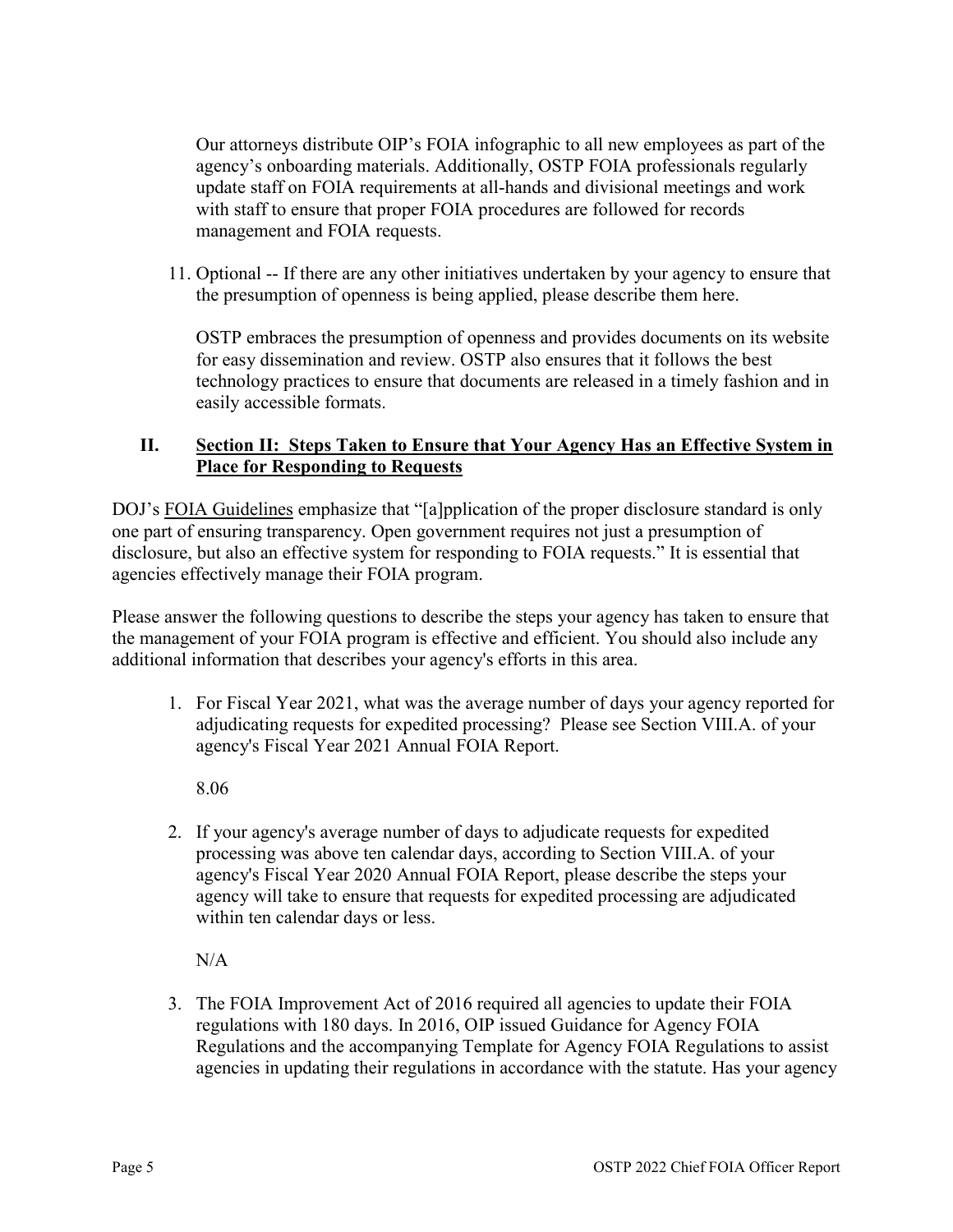Our attorneys distribute OIP's FOIA infographic to all new employees as part of the agency's onboarding materials. Additionally, OSTP FOIA professionals regularly update staff on FOIA requirements at all-hands and divisional meetings and work with staff to ensure that proper FOIA procedures are followed for records management and FOIA requests.

11. Optional -- If there are any other initiatives undertaken by your agency to ensure that the presumption of openness is being applied, please describe them here.

    OSTP embraces the presumption of openness and provides documents on its website for easy dissemination and review. OSTP also ensures that it follows the best technology practices to ensure that documents are released in a timely fashion and in easily accessible formats.

## II. Section II: Steps Taken to Ensure that Your Agency Has an Effective System in Place for Responding to Requests

DOJ's FOIA Guidelines emphasize that "[a]pplication of the proper disclosure standard is only one part of ensuring transparency. Open government requires not just a presumption of disclosure, but also an effective system for responding to FOIA requests." It is essential that agencies effectively manage their FOIA program.

Please answer the following questions to describe the steps your agency has taken to ensure that the management of your FOIA program is effective and efficient. You should also include any additional information that describes your agency's efforts in this area.

1. For Fiscal Year 2021, what was the average number of days your agency reported for adjudicating requests for expedited processing? Please see Section VIII.A. of your agency's Fiscal Year 2021 Annual FOIA Report.

   8.06

2. If your agency's average number of days to adjudicate requests for expedited processing was above ten calendar days, according to Section VIII.A. of your agency's Fiscal Year 2020 Annual FOIA Report, please describe the steps your agency will take to ensure that requests for expedited processing are adjudicated within ten calendar days or less.

   N/A

3. The FOIA Improvement Act of 2016 required all agencies to update their FOIA regulations with 180 days. In 2016, OIP issued Guidance for Agency FOIA Regulations and the accompanying Template for Agency FOIA Regulations to assist agencies in updating their regulations in accordance with the statute. Has your agency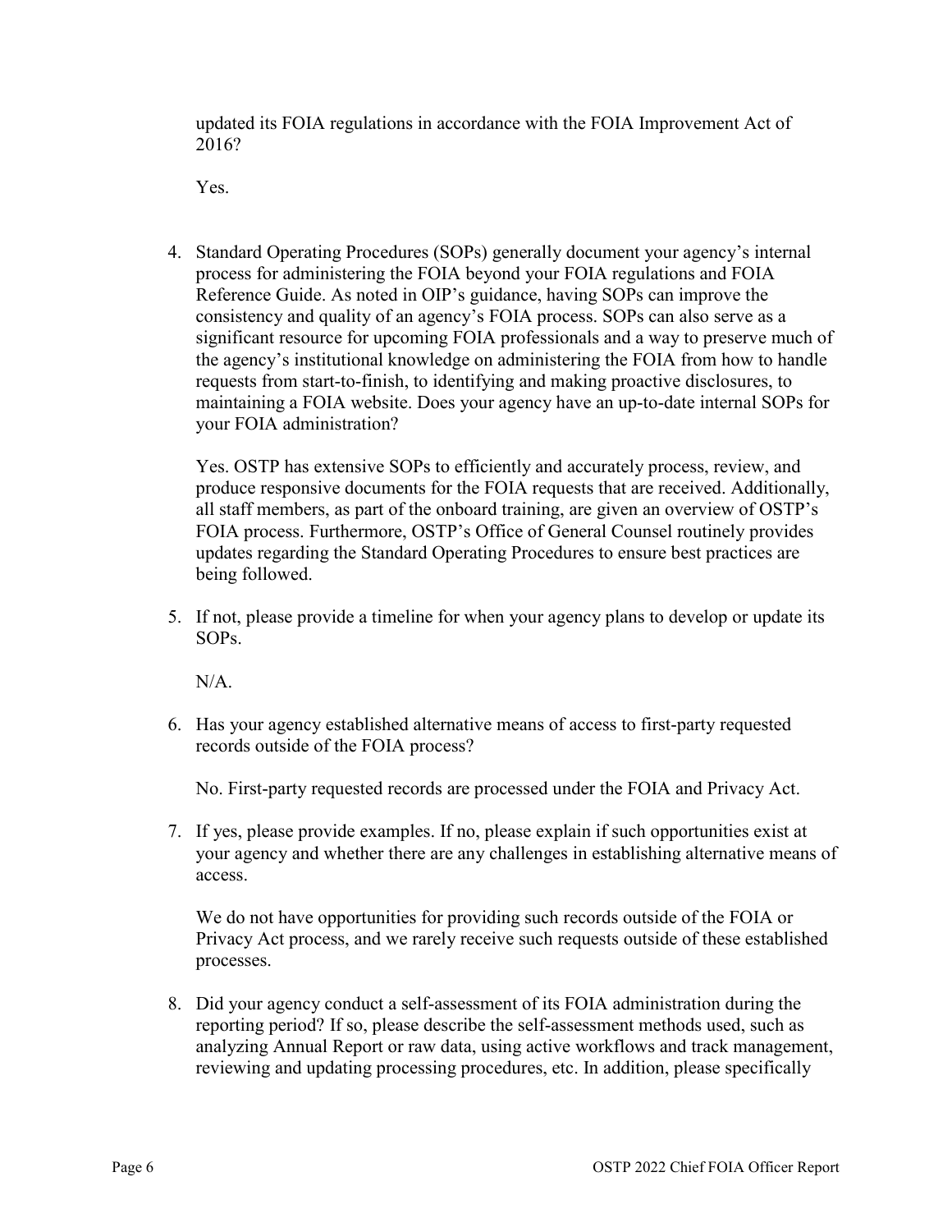updated its FOIA regulations in accordance with the FOIA Improvement Act of 2016?

Yes.

4. Standard Operating Procedures (SOPs) generally document your agency's internal process for administering the FOIA beyond your FOIA regulations and FOIA Reference Guide. As noted in OIP's guidance, having SOPs can improve the consistency and quality of an agency's FOIA process. SOPs can also serve as a significant resource for upcoming FOIA professionals and a way to preserve much of the agency's institutional knowledge on administering the FOIA from how to handle requests from start-to-finish, to identifying and making proactive disclosures, to maintaining a FOIA website. Does your agency have an up-to-date internal SOPs for your FOIA administration?

   Yes. OSTP has extensive SOPs to efficiently and accurately process, review, and produce responsive documents for the FOIA requests that are received. Additionally, all staff members, as part of the onboard training, are given an overview of OSTP's FOIA process. Furthermore, OSTP's Office of General Counsel routinely provides updates regarding the Standard Operating Procedures to ensure best practices are being followed.

5. If not, please provide a timeline for when your agency plans to develop or update its SOPs.

   N/A.

6. Has your agency established alternative means of access to first-party requested records outside of the FOIA process?

   No. First-party requested records are processed under the FOIA and Privacy Act.

7. If yes, please provide examples. If no, please explain if such opportunities exist at your agency and whether there are any challenges in establishing alternative means of access.

   We do not have opportunities for providing such records outside of the FOIA or Privacy Act process, and we rarely receive such requests outside of these established processes.

8. Did your agency conduct a self-assessment of its FOIA administration during the reporting period? If so, please describe the self-assessment methods used, such as analyzing Annual Report or raw data, using active workflows and track management, reviewing and updating processing procedures, etc. In addition, please specifically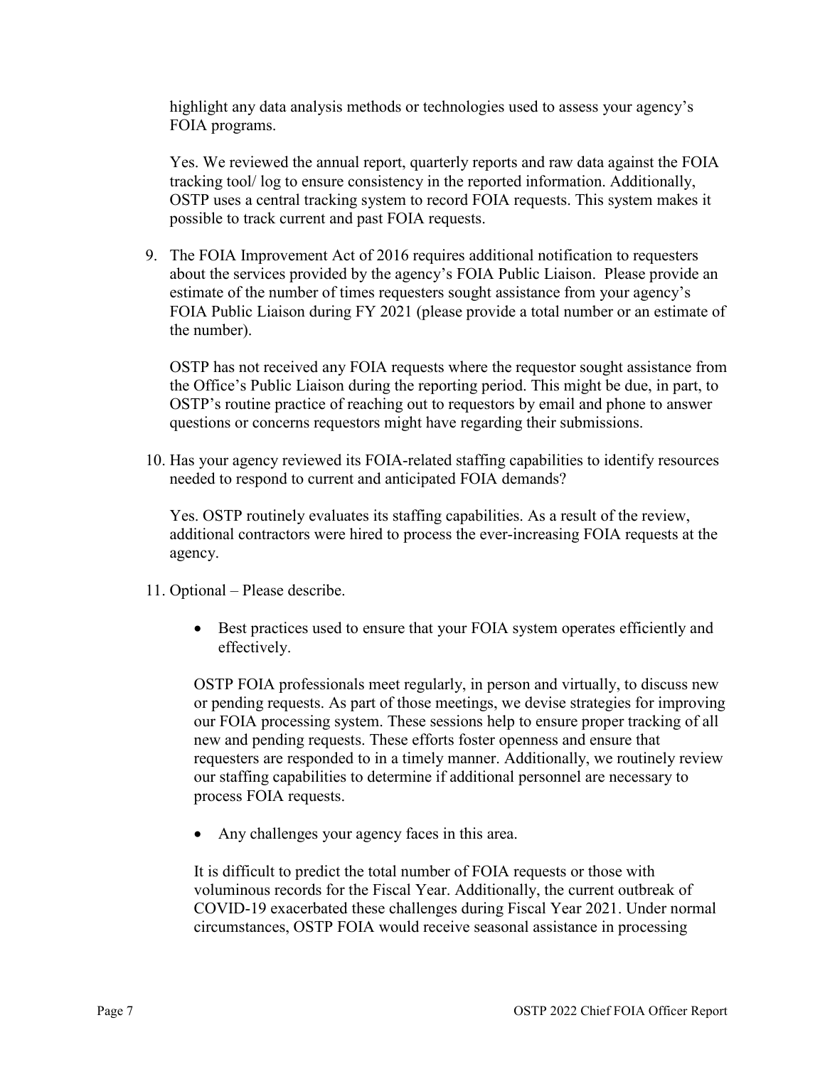highlight any data analysis methods or technologies used to assess your agency's FOIA programs.

Yes. We reviewed the annual report, quarterly reports and raw data against the FOIA tracking tool/ log to ensure consistency in the reported information. Additionally, OSTP uses a central tracking system to record FOIA requests. This system makes it possible to track current and past FOIA requests.

9. The FOIA Improvement Act of 2016 requires additional notification to requesters about the services provided by the agency's FOIA Public Liaison. Please provide an estimate of the number of times requesters sought assistance from your agency's FOIA Public Liaison during FY 2021 (please provide a total number or an estimate of the number).

   OSTP has not received any FOIA requests where the requestor sought assistance from the Office's Public Liaison during the reporting period. This might be due, in part, to OSTP's routine practice of reaching out to requestors by email and phone to answer questions or concerns requestors might have regarding their submissions.

10. Has your agency reviewed its FOIA-related staffing capabilities to identify resources needed to respond to current and anticipated FOIA demands?

    Yes. OSTP routinely evaluates its staffing capabilities. As a result of the review, additional contractors were hired to process the ever-increasing FOIA requests at the agency.

11. Optional – Please describe.

    - Best practices used to ensure that your FOIA system operates efficiently and effectively.

    OSTP FOIA professionals meet regularly, in person and virtually, to discuss new or pending requests. As part of those meetings, we devise strategies for improving our FOIA processing system. These sessions help to ensure proper tracking of all new and pending requests. These efforts foster openness and ensure that requesters are responded to in a timely manner. Additionally, we routinely review our staffing capabilities to determine if additional personnel are necessary to process FOIA requests.

    - Any challenges your agency faces in this area.

    It is difficult to predict the total number of FOIA requests or those with voluminous records for the Fiscal Year. Additionally, the current outbreak of COVID-19 exacerbated these challenges during Fiscal Year 2021. Under normal circumstances, OSTP FOIA would receive seasonal assistance in processing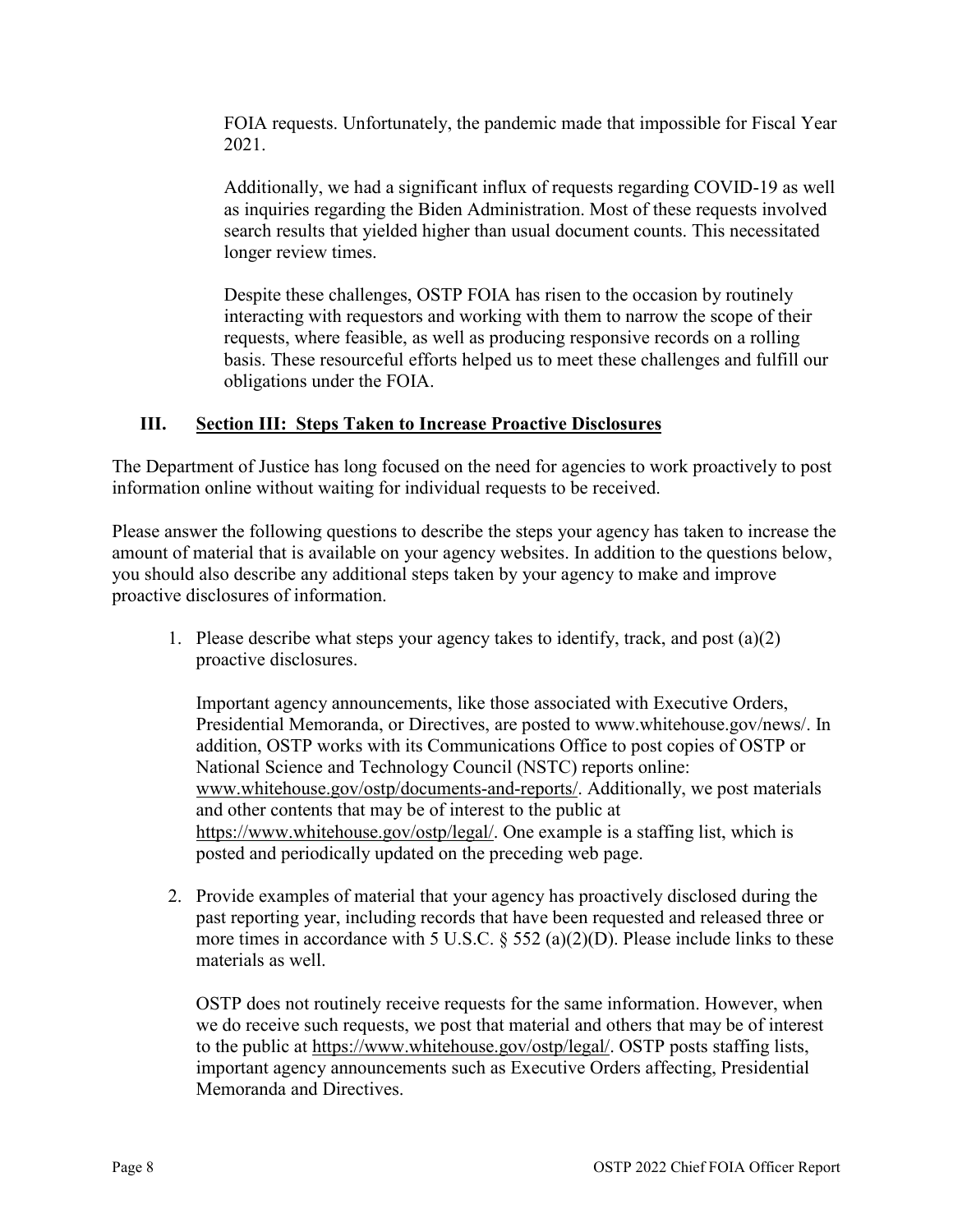FOIA requests. Unfortunately, the pandemic made that impossible for Fiscal Year 2021.

Additionally, we had a significant influx of requests regarding COVID-19 as well as inquiries regarding the Biden Administration. Most of these requests involved search results that yielded higher than usual document counts. This necessitated longer review times.

Despite these challenges, OSTP FOIA has risen to the occasion by routinely interacting with requestors and working with them to narrow the scope of their requests, where feasible, as well as producing responsive records on a rolling basis. These resourceful efforts helped us to meet these challenges and fulfill our obligations under the FOIA.

## III. Section III: Steps Taken to Increase Proactive Disclosures

The Department of Justice has long focused on the need for agencies to work proactively to post information online without waiting for individual requests to be received.

Please answer the following questions to describe the steps your agency has taken to increase the amount of material that is available on your agency websites. In addition to the questions below, you should also describe any additional steps taken by your agency to make and improve proactive disclosures of information.

1. Please describe what steps your agency takes to identify, track, and post (a)(2) proactive disclosures.

   Important agency announcements, like those associated with Executive Orders, Presidential Memoranda, or Directives, are posted to www.whitehouse.gov/news/. In addition, OSTP works with its Communications Office to post copies of OSTP or National Science and Technology Council (NSTC) reports online: www.whitehouse.gov/ostp/documents-and-reports/. Additionally, we post materials and other contents that may be of interest to the public at https://www.whitehouse.gov/ostp/legal/. One example is a staffing list, which is posted and periodically updated on the preceding web page.

2. Provide examples of material that your agency has proactively disclosed during the past reporting year, including records that have been requested and released three or more times in accordance with 5 U.S.C. § 552 (a)(2)(D). Please include links to these materials as well.

   OSTP does not routinely receive requests for the same information. However, when we do receive such requests, we post that material and others that may be of interest to the public at https://www.whitehouse.gov/ostp/legal/. OSTP posts staffing lists, important agency announcements such as Executive Orders affecting, Presidential Memoranda and Directives.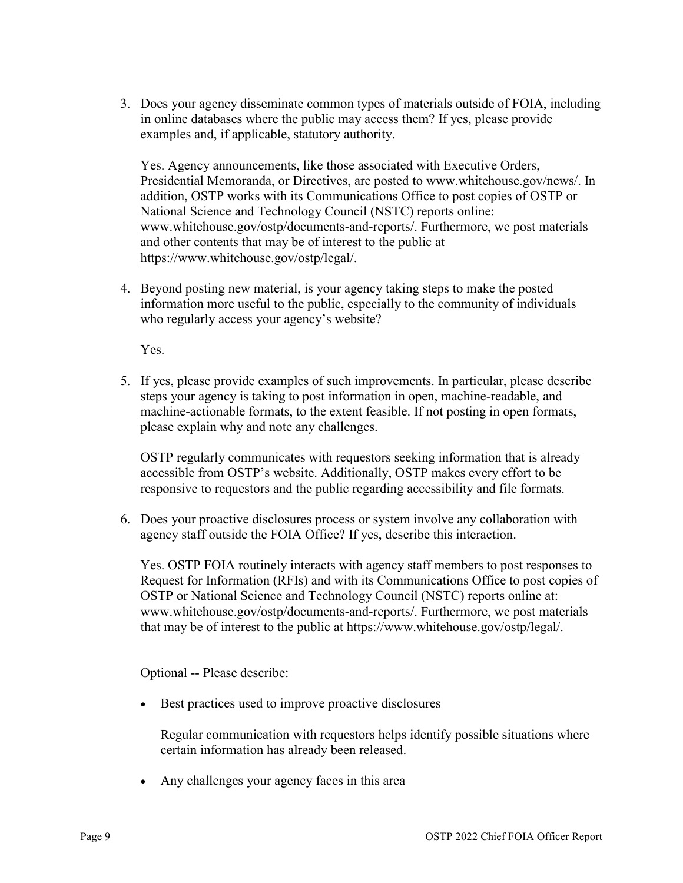3. Does your agency disseminate common types of materials outside of FOIA, including in online databases where the public may access them? If yes, please provide examples and, if applicable, statutory authority.

   Yes. Agency announcements, like those associated with Executive Orders, Presidential Memoranda, or Directives, are posted to www.whitehouse.gov/news/. In addition, OSTP works with its Communications Office to post copies of OSTP or National Science and Technology Council (NSTC) reports online: www.whitehouse.gov/ostp/documents-and-reports/. Furthermore, we post materials and other contents that may be of interest to the public at https://www.whitehouse.gov/ostp/legal/.

4. Beyond posting new material, is your agency taking steps to make the posted information more useful to the public, especially to the community of individuals who regularly access your agency's website?

   Yes.

5. If yes, please provide examples of such improvements. In particular, please describe steps your agency is taking to post information in open, machine-readable, and machine-actionable formats, to the extent feasible. If not posting in open formats, please explain why and note any challenges.

   OSTP regularly communicates with requestors seeking information that is already accessible from OSTP's website. Additionally, OSTP makes every effort to be responsive to requestors and the public regarding accessibility and file formats.

6. Does your proactive disclosures process or system involve any collaboration with agency staff outside the FOIA Office? If yes, describe this interaction.

   Yes. OSTP FOIA routinely interacts with agency staff members to post responses to Request for Information (RFIs) and with its Communications Office to post copies of OSTP or National Science and Technology Council (NSTC) reports online at: www.whitehouse.gov/ostp/documents-and-reports/. Furthermore, we post materials that may be of interest to the public at https://www.whitehouse.gov/ostp/legal/.

   Optional -- Please describe:

   - Best practices used to improve proactive disclosures

     Regular communication with requestors helps identify possible situations where certain information has already been released.

   - Any challenges your agency faces in this area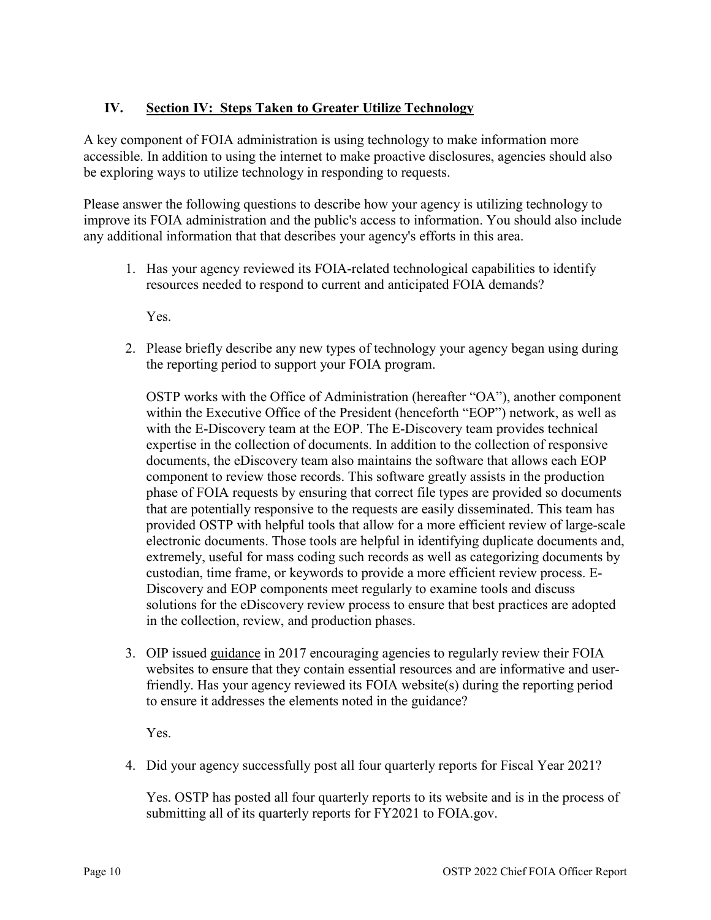## IV. Section IV: Steps Taken to Greater Utilize Technology

A key component of FOIA administration is using technology to make information more accessible. In addition to using the internet to make proactive disclosures, agencies should also be exploring ways to utilize technology in responding to requests.

Please answer the following questions to describe how your agency is utilizing technology to improve its FOIA administration and the public's access to information. You should also include any additional information that that describes your agency's efforts in this area.

1. Has your agency reviewed its FOIA-related technological capabilities to identify resources needed to respond to current and anticipated FOIA demands?

   Yes.

2. Please briefly describe any new types of technology your agency began using during the reporting period to support your FOIA program.

   OSTP works with the Office of Administration (hereafter "OA"), another component within the Executive Office of the President (henceforth "EOP") network, as well as with the E-Discovery team at the EOP. The E-Discovery team provides technical expertise in the collection of documents. In addition to the collection of responsive documents, the eDiscovery team also maintains the software that allows each EOP component to review those records. This software greatly assists in the production phase of FOIA requests by ensuring that correct file types are provided so documents that are potentially responsive to the requests are easily disseminated. This team has provided OSTP with helpful tools that allow for a more efficient review of large-scale electronic documents. Those tools are helpful in identifying duplicate documents and, extremely, useful for mass coding such records as well as categorizing documents by custodian, time frame, or keywords to provide a more efficient review process. E-Discovery and EOP components meet regularly to examine tools and discuss solutions for the eDiscovery review process to ensure that best practices are adopted in the collection, review, and production phases.

3. OIP issued guidance in 2017 encouraging agencies to regularly review their FOIA websites to ensure that they contain essential resources and are informative and user-friendly. Has your agency reviewed its FOIA website(s) during the reporting period to ensure it addresses the elements noted in the guidance?

   Yes.

4. Did your agency successfully post all four quarterly reports for Fiscal Year 2021?

   Yes. OSTP has posted all four quarterly reports to its website and is in the process of submitting all of its quarterly reports for FY2021 to FOIA.gov.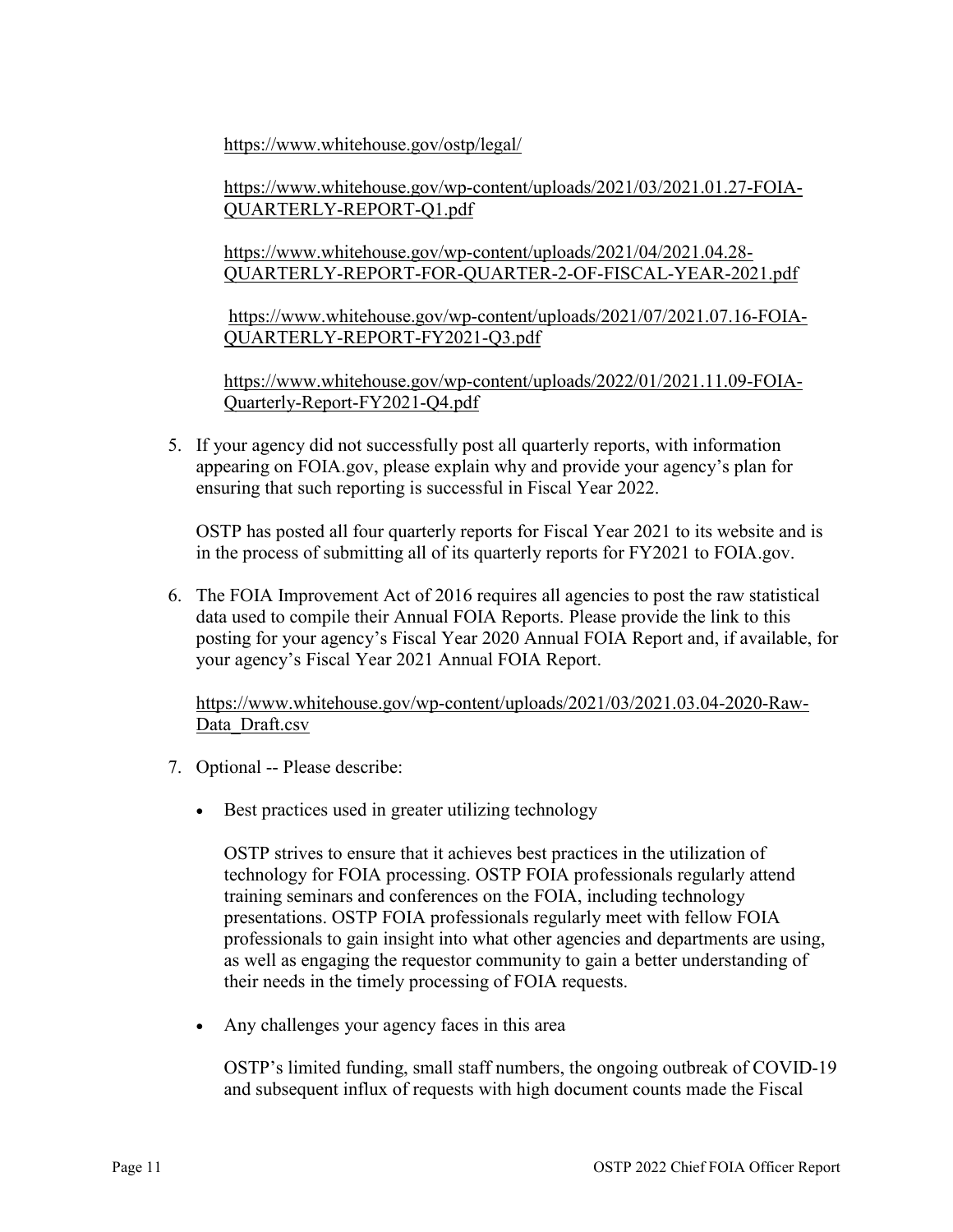https://www.whitehouse.gov/ostp/legal/

https://www.whitehouse.gov/wp-content/uploads/2021/03/2021.01.27-FOIA-QUARTERLY-REPORT-Q1.pdf

https://www.whitehouse.gov/wp-content/uploads/2021/04/2021.04.28-QUARTERLY-REPORT-FOR-QUARTER-2-OF-FISCAL-YEAR-2021.pdf

https://www.whitehouse.gov/wp-content/uploads/2021/07/2021.07.16-FOIA-QUARTERLY-REPORT-FY2021-Q3.pdf

https://www.whitehouse.gov/wp-content/uploads/2022/01/2021.11.09-FOIA-Quarterly-Report-FY2021-Q4.pdf

5. If your agency did not successfully post all quarterly reports, with information appearing on FOIA.gov, please explain why and provide your agency's plan for ensuring that such reporting is successful in Fiscal Year 2022.

   OSTP has posted all four quarterly reports for Fiscal Year 2021 to its website and is in the process of submitting all of its quarterly reports for FY2021 to FOIA.gov.

6. The FOIA Improvement Act of 2016 requires all agencies to post the raw statistical data used to compile their Annual FOIA Reports. Please provide the link to this posting for your agency's Fiscal Year 2020 Annual FOIA Report and, if available, for your agency's Fiscal Year 2021 Annual FOIA Report.

   https://www.whitehouse.gov/wp-content/uploads/2021/03/2021.03.04-2020-Raw-Data_Draft.csv

7. Optional -- Please describe:

   - Best practices used in greater utilizing technology

     OSTP strives to ensure that it achieves best practices in the utilization of technology for FOIA processing. OSTP FOIA professionals regularly attend training seminars and conferences on the FOIA, including technology presentations. OSTP FOIA professionals regularly meet with fellow FOIA professionals to gain insight into what other agencies and departments are using, as well as engaging the requestor community to gain a better understanding of their needs in the timely processing of FOIA requests.

   - Any challenges your agency faces in this area

     OSTP's limited funding, small staff numbers, the ongoing outbreak of COVID-19 and subsequent influx of requests with high document counts made the Fiscal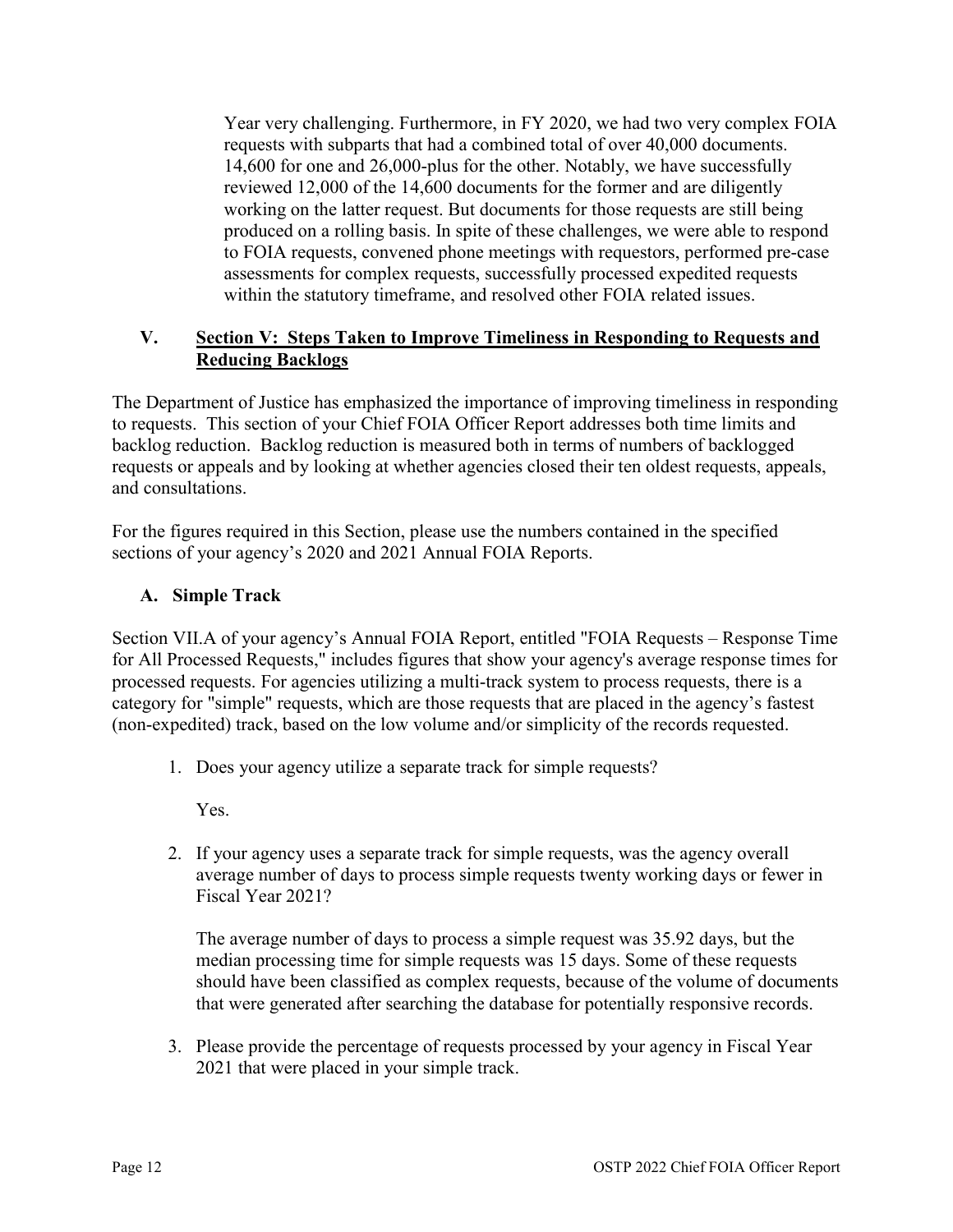Year very challenging. Furthermore, in FY 2020, we had two very complex FOIA requests with subparts that had a combined total of over 40,000 documents. 14,600 for one and 26,000-plus for the other. Notably, we have successfully reviewed 12,000 of the 14,600 documents for the former and are diligently working on the latter request. But documents for those requests are still being produced on a rolling basis. In spite of these challenges, we were able to respond to FOIA requests, convened phone meetings with requestors, performed pre-case assessments for complex requests, successfully processed expedited requests within the statutory timeframe, and resolved other FOIA related issues.

## V. Section V: Steps Taken to Improve Timeliness in Responding to Requests and Reducing Backlogs

The Department of Justice has emphasized the importance of improving timeliness in responding to requests. This section of your Chief FOIA Officer Report addresses both time limits and backlog reduction. Backlog reduction is measured both in terms of numbers of backlogged requests or appeals and by looking at whether agencies closed their ten oldest requests, appeals, and consultations.

For the figures required in this Section, please use the numbers contained in the specified sections of your agency's 2020 and 2021 Annual FOIA Reports.

### A. Simple Track

Section VII.A of your agency's Annual FOIA Report, entitled "FOIA Requests – Response Time for All Processed Requests," includes figures that show your agency's average response times for processed requests. For agencies utilizing a multi-track system to process requests, there is a category for "simple" requests, which are those requests that are placed in the agency's fastest (non-expedited) track, based on the low volume and/or simplicity of the records requested.

1. Does your agency utilize a separate track for simple requests?

   Yes.

2. If your agency uses a separate track for simple requests, was the agency overall average number of days to process simple requests twenty working days or fewer in Fiscal Year 2021?

   The average number of days to process a simple request was 35.92 days, but the median processing time for simple requests was 15 days. Some of these requests should have been classified as complex requests, because of the volume of documents that were generated after searching the database for potentially responsive records.

3. Please provide the percentage of requests processed by your agency in Fiscal Year 2021 that were placed in your simple track.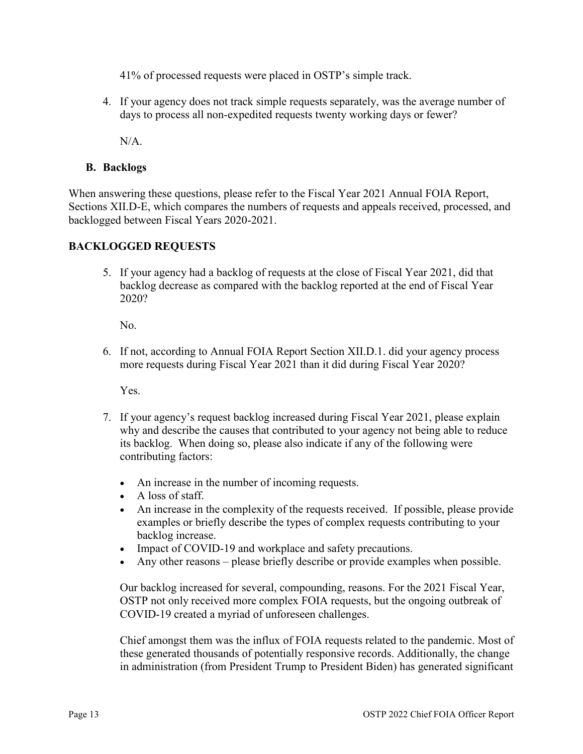41% of processed requests were placed in OSTP's simple track.

4. If your agency does not track simple requests separately, was the average number of days to process all non-expedited requests twenty working days or fewer?

   N/A.

### B. Backlogs

When answering these questions, please refer to the Fiscal Year 2021 Annual FOIA Report, Sections XII.D-E, which compares the numbers of requests and appeals received, processed, and backlogged between Fiscal Years 2020-2021.

### BACKLOGGED REQUESTS

5. If your agency had a backlog of requests at the close of Fiscal Year 2021, did that backlog decrease as compared with the backlog reported at the end of Fiscal Year 2020?

   No.

6. If not, according to Annual FOIA Report Section XII.D.1. did your agency process more requests during Fiscal Year 2021 than it did during Fiscal Year 2020?

   Yes.

7. If your agency's request backlog increased during Fiscal Year 2021, please explain why and describe the causes that contributed to your agency not being able to reduce its backlog. When doing so, please also indicate if any of the following were contributing factors:

   - An increase in the number of incoming requests.
   - A loss of staff.
   - An increase in the complexity of the requests received. If possible, please provide examples or briefly describe the types of complex requests contributing to your backlog increase.
   - Impact of COVID-19 and workplace and safety precautions.
   - Any other reasons – please briefly describe or provide examples when possible.

   Our backlog increased for several, compounding, reasons. For the 2021 Fiscal Year, OSTP not only received more complex FOIA requests, but the ongoing outbreak of COVID-19 created a myriad of unforeseen challenges.

   Chief amongst them was the influx of FOIA requests related to the pandemic. Most of these generated thousands of potentially responsive records. Additionally, the change in administration (from President Trump to President Biden) has generated significant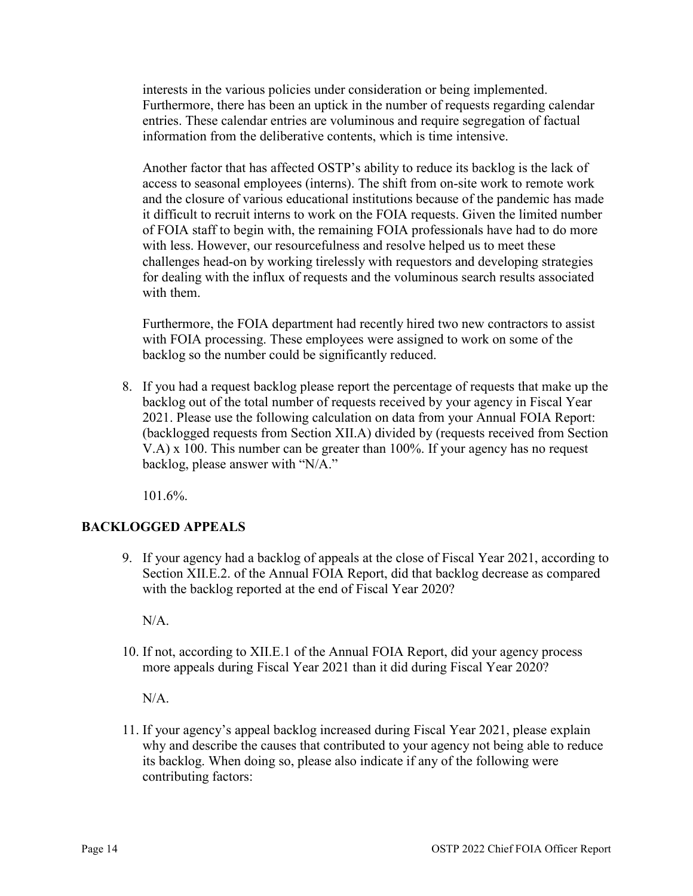interests in the various policies under consideration or being implemented. Furthermore, there has been an uptick in the number of requests regarding calendar entries. These calendar entries are voluminous and require segregation of factual information from the deliberative contents, which is time intensive.

Another factor that has affected OSTP's ability to reduce its backlog is the lack of access to seasonal employees (interns). The shift from on-site work to remote work and the closure of various educational institutions because of the pandemic has made it difficult to recruit interns to work on the FOIA requests. Given the limited number of FOIA staff to begin with, the remaining FOIA professionals have had to do more with less. However, our resourcefulness and resolve helped us to meet these challenges head-on by working tirelessly with requestors and developing strategies for dealing with the influx of requests and the voluminous search results associated with them.

Furthermore, the FOIA department had recently hired two new contractors to assist with FOIA processing. These employees were assigned to work on some of the backlog so the number could be significantly reduced.

8. If you had a request backlog please report the percentage of requests that make up the backlog out of the total number of requests received by your agency in Fiscal Year 2021. Please use the following calculation on data from your Annual FOIA Report: (backlogged requests from Section XII.A) divided by (requests received from Section V.A) x 100. This number can be greater than 100%. If your agency has no request backlog, please answer with "N/A."

   101.6%.

## BACKLOGGED APPEALS

9. If your agency had a backlog of appeals at the close of Fiscal Year 2021, according to Section XII.E.2. of the Annual FOIA Report, did that backlog decrease as compared with the backlog reported at the end of Fiscal Year 2020?

   N/A.

10. If not, according to XII.E.1 of the Annual FOIA Report, did your agency process more appeals during Fiscal Year 2021 than it did during Fiscal Year 2020?

    N/A.

11. If your agency's appeal backlog increased during Fiscal Year 2021, please explain why and describe the causes that contributed to your agency not being able to reduce its backlog. When doing so, please also indicate if any of the following were contributing factors: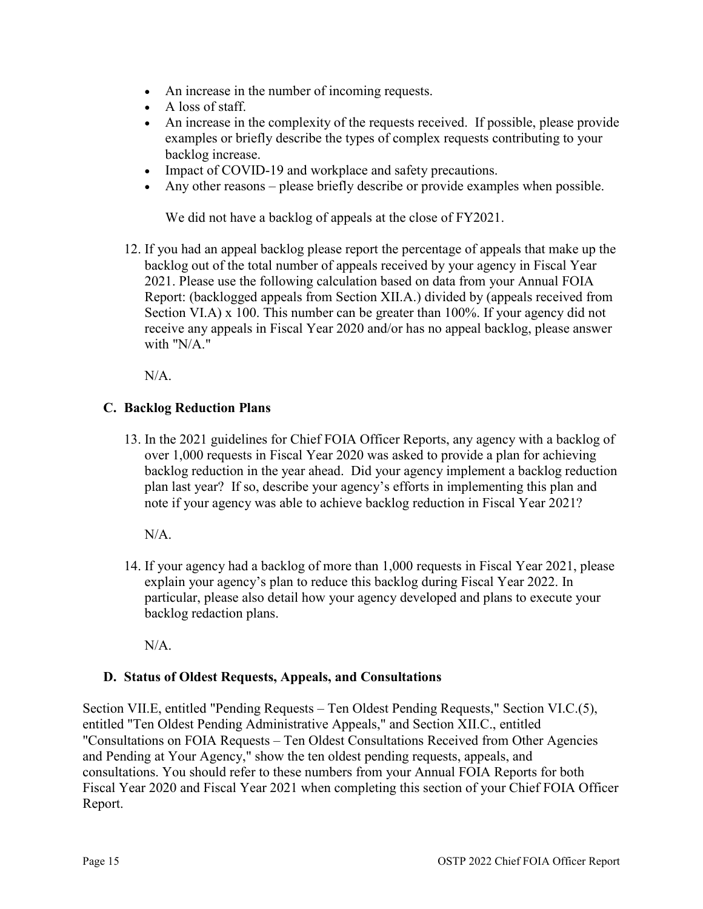- An increase in the number of incoming requests.
- A loss of staff.
- An increase in the complexity of the requests received. If possible, please provide examples or briefly describe the types of complex requests contributing to your backlog increase.
- Impact of COVID-19 and workplace and safety precautions.
- Any other reasons – please briefly describe or provide examples when possible.

  We did not have a backlog of appeals at the close of FY2021.

12. If you had an appeal backlog please report the percentage of appeals that make up the backlog out of the total number of appeals received by your agency in Fiscal Year 2021. Please use the following calculation based on data from your Annual FOIA Report: (backlogged appeals from Section XII.A.) divided by (appeals received from Section VI.A) x 100. This number can be greater than 100%. If your agency did not receive any appeals in Fiscal Year 2020 and/or has no appeal backlog, please answer with "N/A."

    N/A.

### C. Backlog Reduction Plans

13. In the 2021 guidelines for Chief FOIA Officer Reports, any agency with a backlog of over 1,000 requests in Fiscal Year 2020 was asked to provide a plan for achieving backlog reduction in the year ahead. Did your agency implement a backlog reduction plan last year? If so, describe your agency's efforts in implementing this plan and note if your agency was able to achieve backlog reduction in Fiscal Year 2021?

    N/A.

14. If your agency had a backlog of more than 1,000 requests in Fiscal Year 2021, please explain your agency's plan to reduce this backlog during Fiscal Year 2022. In particular, please also detail how your agency developed and plans to execute your backlog redaction plans.

    N/A.

### D. Status of Oldest Requests, Appeals, and Consultations

Section VII.E, entitled "Pending Requests – Ten Oldest Pending Requests," Section VI.C.(5), entitled "Ten Oldest Pending Administrative Appeals," and Section XII.C., entitled "Consultations on FOIA Requests – Ten Oldest Consultations Received from Other Agencies and Pending at Your Agency," show the ten oldest pending requests, appeals, and consultations. You should refer to these numbers from your Annual FOIA Reports for both Fiscal Year 2020 and Fiscal Year 2021 when completing this section of your Chief FOIA Officer Report.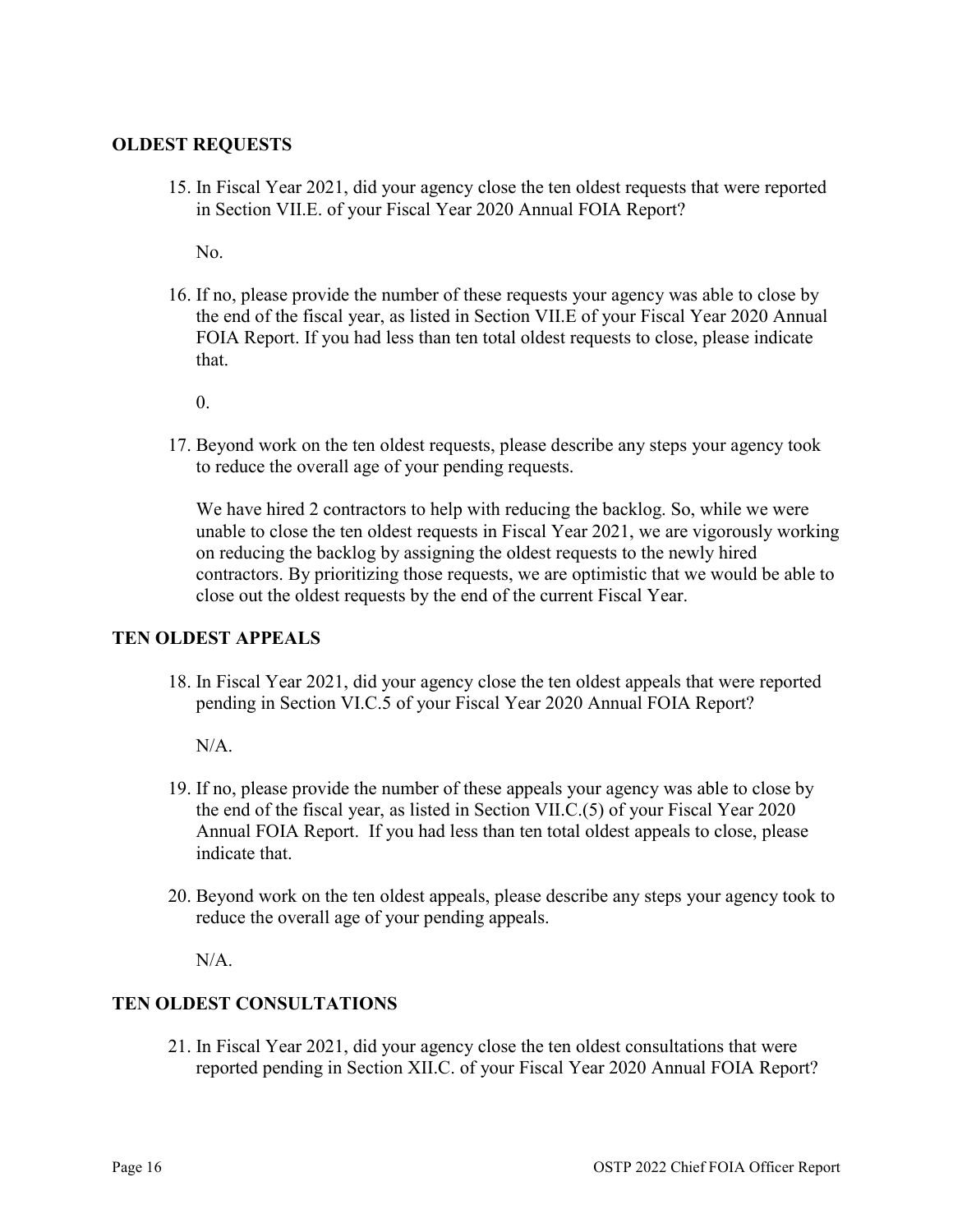### OLDEST REQUESTS

15. In Fiscal Year 2021, did your agency close the ten oldest requests that were reported in Section VII.E. of your Fiscal Year 2020 Annual FOIA Report?

    No.

16. If no, please provide the number of these requests your agency was able to close by the end of the fiscal year, as listed in Section VII.E of your Fiscal Year 2020 Annual FOIA Report. If you had less than ten total oldest requests to close, please indicate that.

    0.

17. Beyond work on the ten oldest requests, please describe any steps your agency took to reduce the overall age of your pending requests.

    We have hired 2 contractors to help with reducing the backlog. So, while we were unable to close the ten oldest requests in Fiscal Year 2021, we are vigorously working on reducing the backlog by assigning the oldest requests to the newly hired contractors. By prioritizing those requests, we are optimistic that we would be able to close out the oldest requests by the end of the current Fiscal Year.

### TEN OLDEST APPEALS

18. In Fiscal Year 2021, did your agency close the ten oldest appeals that were reported pending in Section VI.C.5 of your Fiscal Year 2020 Annual FOIA Report?

    N/A.

19. If no, please provide the number of these appeals your agency was able to close by the end of the fiscal year, as listed in Section VII.C.(5) of your Fiscal Year 2020 Annual FOIA Report. If you had less than ten total oldest appeals to close, please indicate that.

20. Beyond work on the ten oldest appeals, please describe any steps your agency took to reduce the overall age of your pending appeals.

    N/A.

### TEN OLDEST CONSULTATIONS

21. In Fiscal Year 2021, did your agency close the ten oldest consultations that were reported pending in Section XII.C. of your Fiscal Year 2020 Annual FOIA Report?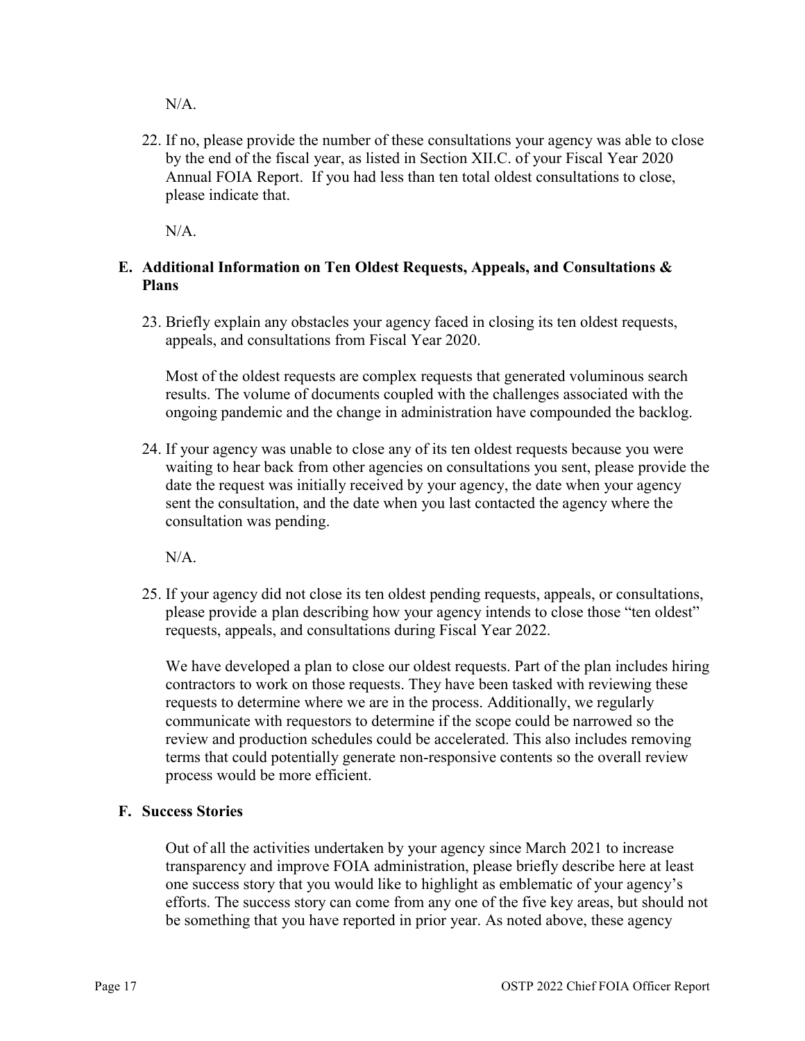N/A.

22. If no, please provide the number of these consultations your agency was able to close by the end of the fiscal year, as listed in Section XII.C. of your Fiscal Year 2020 Annual FOIA Report. If you had less than ten total oldest consultations to close, please indicate that.

    N/A.

## E. Additional Information on Ten Oldest Requests, Appeals, and Consultations & Plans

23. Briefly explain any obstacles your agency faced in closing its ten oldest requests, appeals, and consultations from Fiscal Year 2020.

    Most of the oldest requests are complex requests that generated voluminous search results. The volume of documents coupled with the challenges associated with the ongoing pandemic and the change in administration have compounded the backlog.

24. If your agency was unable to close any of its ten oldest requests because you were waiting to hear back from other agencies on consultations you sent, please provide the date the request was initially received by your agency, the date when your agency sent the consultation, and the date when you last contacted the agency where the consultation was pending.

    N/A.

25. If your agency did not close its ten oldest pending requests, appeals, or consultations, please provide a plan describing how your agency intends to close those "ten oldest" requests, appeals, and consultations during Fiscal Year 2022.

    We have developed a plan to close our oldest requests. Part of the plan includes hiring contractors to work on those requests. They have been tasked with reviewing these requests to determine where we are in the process. Additionally, we regularly communicate with requestors to determine if the scope could be narrowed so the review and production schedules could be accelerated. This also includes removing terms that could potentially generate non-responsive contents so the overall review process would be more efficient.

## F. Success Stories

Out of all the activities undertaken by your agency since March 2021 to increase transparency and improve FOIA administration, please briefly describe here at least one success story that you would like to highlight as emblematic of your agency's efforts. The success story can come from any one of the five key areas, but should not be something that you have reported in prior year. As noted above, these agency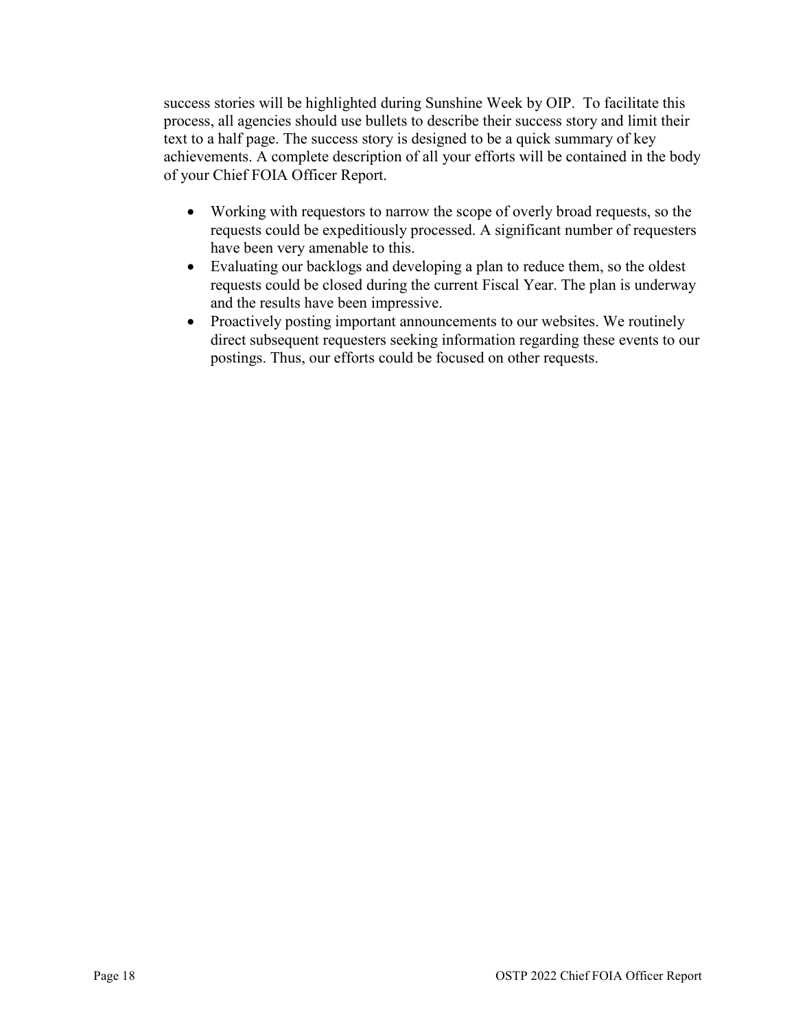success stories will be highlighted during Sunshine Week by OIP. To facilitate this process, all agencies should use bullets to describe their success story and limit their text to a half page. The success story is designed to be a quick summary of key achievements. A complete description of all your efforts will be contained in the body of your Chief FOIA Officer Report.

- Working with requestors to narrow the scope of overly broad requests, so the requests could be expeditiously processed. A significant number of requesters have been very amenable to this.
- Evaluating our backlogs and developing a plan to reduce them, so the oldest requests could be closed during the current Fiscal Year. The plan is underway and the results have been impressive.
- Proactively posting important announcements to our websites. We routinely direct subsequent requesters seeking information regarding these events to our postings. Thus, our efforts could be focused on other requests.